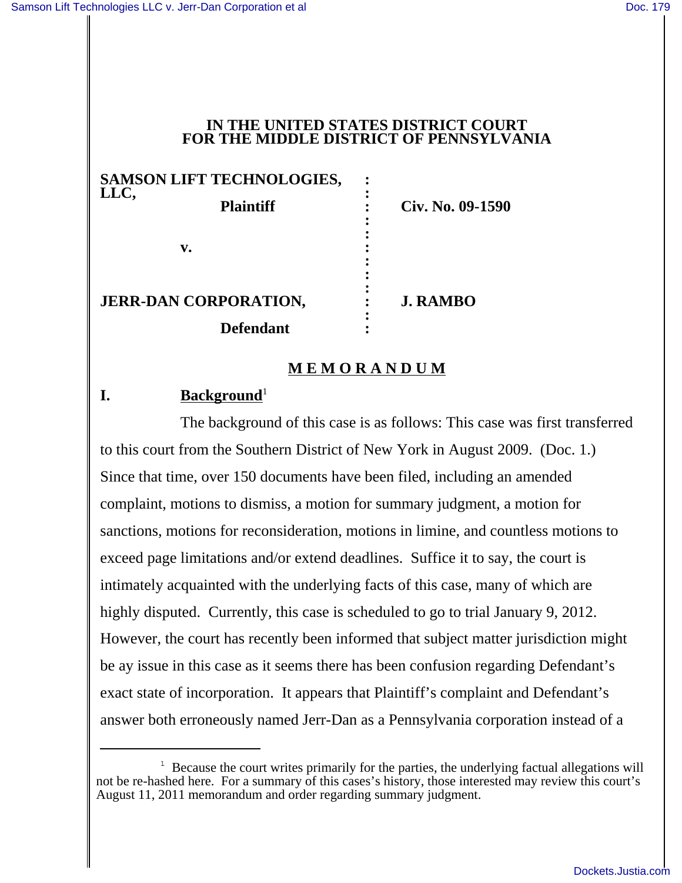# IN THE UNITED STATES DISTRICT COURT FOR THE MIDDLE DISTRICT OF PENNSYLVANIA

| | | |
|---|---|---|
| **SAMSON LIFT TECHNOLOGIES, LLC,** | : | |
| **Plaintiff** | : | **Civ. No. 09-1590** |
| **v.** | : | |
| **JERR-DAN CORPORATION,** | : | **J. RAMBO** |
| **Defendant** | : | |

## MEMORANDUM

### I. Background[1]

The background of this case is as follows: This case was first transferred to this court from the Southern District of New York in August 2009. (Doc. 1.) Since that time, over 150 documents have been filed, including an amended complaint, motions to dismiss, a motion for summary judgment, a motion for sanctions, motions for reconsideration, motions in limine, and countless motions to exceed page limitations and/or extend deadlines. Suffice it to say, the court is intimately acquainted with the underlying facts of this case, many of which are highly disputed. Currently, this case is scheduled to go to trial January 9, 2012. However, the court has recently been informed that subject matter jurisdiction might be ay issue in this case as it seems there has been confusion regarding Defendant's exact state of incorporation. It appears that Plaintiff's complaint and Defendant's answer both erroneously named Jerr-Dan as a Pennsylvania corporation instead of a

[1] Because the court writes primarily for the parties, the underlying factual allegations will not be re-hashed here. For a summary of this cases's history, those interested may review this court's August 11, 2011 memorandum and order regarding summary judgment.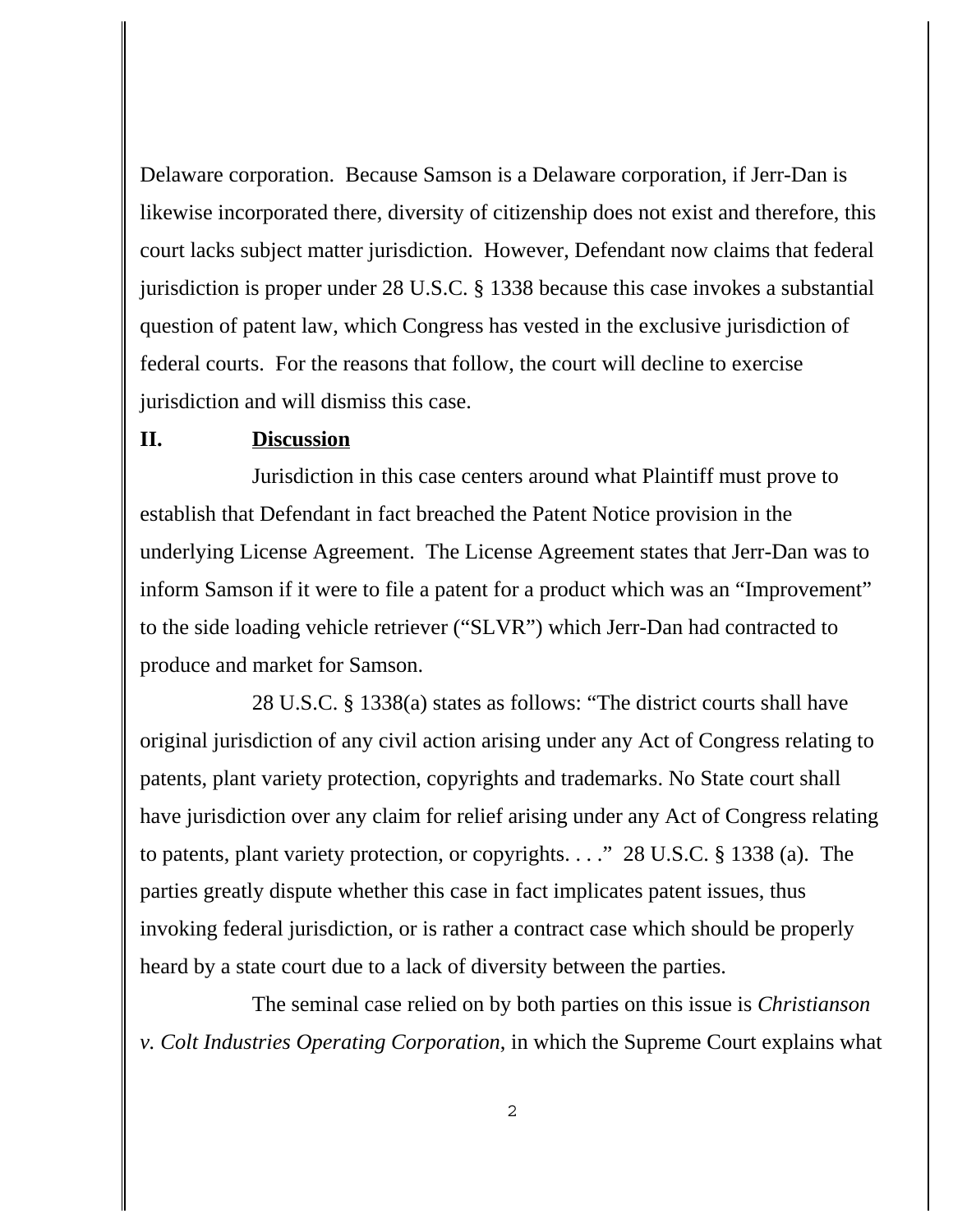Delaware corporation.  Because Samson is a Delaware corporation, if Jerr-Dan is likewise incorporated there, diversity of citizenship does not exist and therefore, this court lacks subject matter jurisdiction.  However, Defendant now claims that federal jurisdiction is proper under 28 U.S.C. § 1338 because this case invokes a substantial question of patent law, which Congress has vested in the exclusive jurisdiction of federal courts.  For the reasons that follow, the court will decline to exercise jurisdiction and will dismiss this case.

## II. **Discussion**

Jurisdiction in this case centers around what Plaintiff must prove to establish that Defendant in fact breached the Patent Notice provision in the underlying License Agreement.  The License Agreement states that Jerr-Dan was to inform Samson if it were to file a patent for a product which was an "Improvement" to the side loading vehicle retriever ("SLVR") which Jerr-Dan had contracted to produce and market for Samson.

28 U.S.C. § 1338(a) states as follows: "The district courts shall have original jurisdiction of any civil action arising under any Act of Congress relating to patents, plant variety protection, copyrights and trademarks. No State court shall have jurisdiction over any claim for relief arising under any Act of Congress relating to patents, plant variety protection, or copyrights. . . ."  28 U.S.C. § 1338 (a).  The parties greatly dispute whether this case in fact implicates patent issues, thus invoking federal jurisdiction, or is rather a contract case which should be properly heard by a state court due to a lack of diversity between the parties.

The seminal case relied on by both parties on this issue is *Christianson v. Colt Industries Operating Corporation*, in which the Supreme Court explains what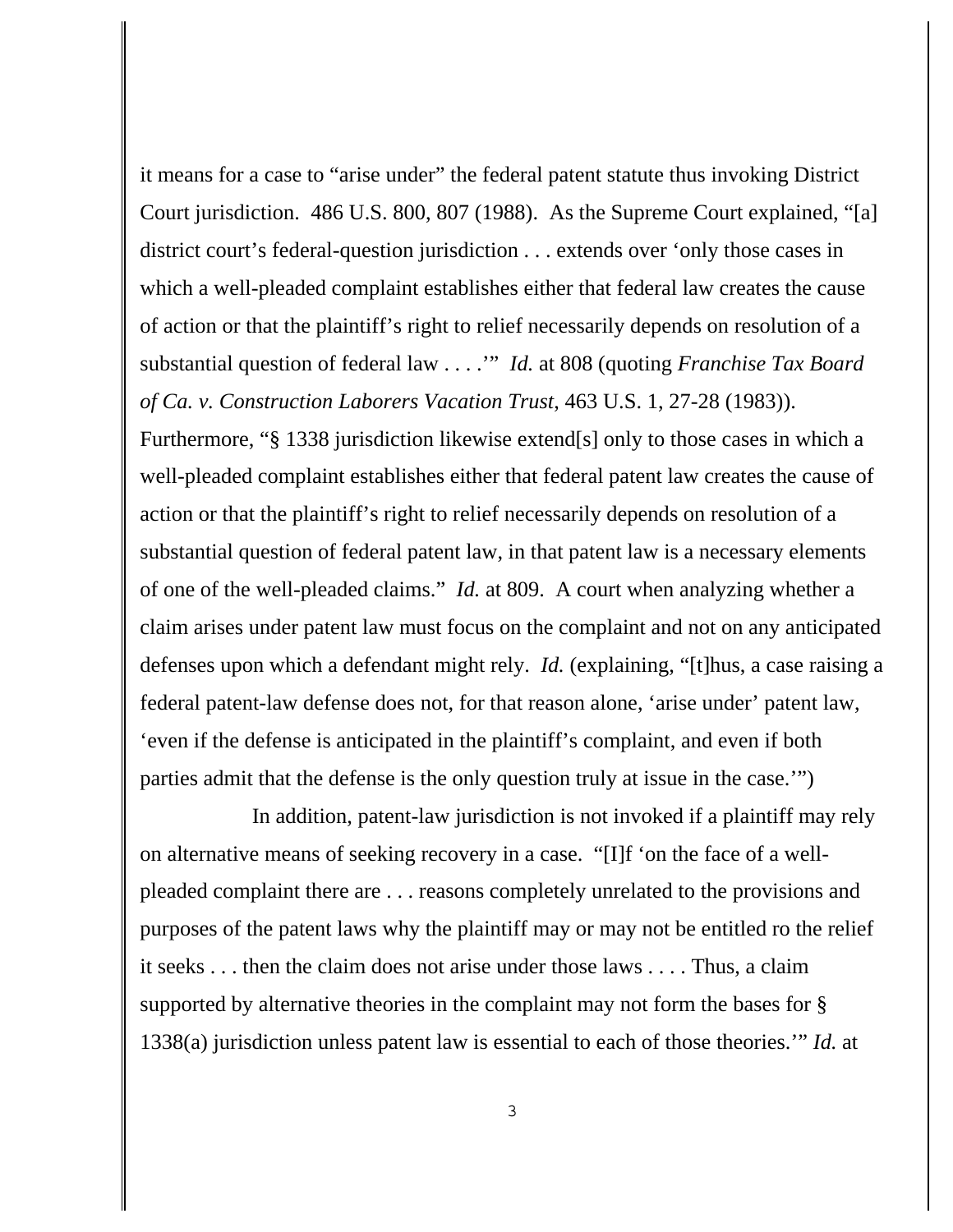it means for a case to "arise under" the federal patent statute thus invoking District Court jurisdiction. 486 U.S. 800, 807 (1988). As the Supreme Court explained, "[a] district court's federal-question jurisdiction . . . extends over 'only those cases in which a well-pleaded complaint establishes either that federal law creates the cause of action or that the plaintiff's right to relief necessarily depends on resolution of a substantial question of federal law . . . .'" *Id.* at 808 (quoting *Franchise Tax Board of Ca. v. Construction Laborers Vacation Trust*, 463 U.S. 1, 27-28 (1983)). Furthermore, "§ 1338 jurisdiction likewise extend[s] only to those cases in which a well-pleaded complaint establishes either that federal patent law creates the cause of action or that the plaintiff's right to relief necessarily depends on resolution of a substantial question of federal patent law, in that patent law is a necessary elements of one of the well-pleaded claims." *Id.* at 809. A court when analyzing whether a claim arises under patent law must focus on the complaint and not on any anticipated defenses upon which a defendant might rely. *Id.* (explaining, "[t]hus, a case raising a federal patent-law defense does not, for that reason alone, 'arise under' patent law, 'even if the defense is anticipated in the plaintiff's complaint, and even if both parties admit that the defense is the only question truly at issue in the case.'")

In addition, patent-law jurisdiction is not invoked if a plaintiff may rely on alternative means of seeking recovery in a case. "[I]f 'on the face of a well-pleaded complaint there are . . . reasons completely unrelated to the provisions and purposes of the patent laws why the plaintiff may or may not be entitled ro the relief it seeks . . . then the claim does not arise under those laws . . . . Thus, a claim supported by alternative theories in the complaint may not form the bases for § 1338(a) jurisdiction unless patent law is essential to each of those theories.'" *Id.* at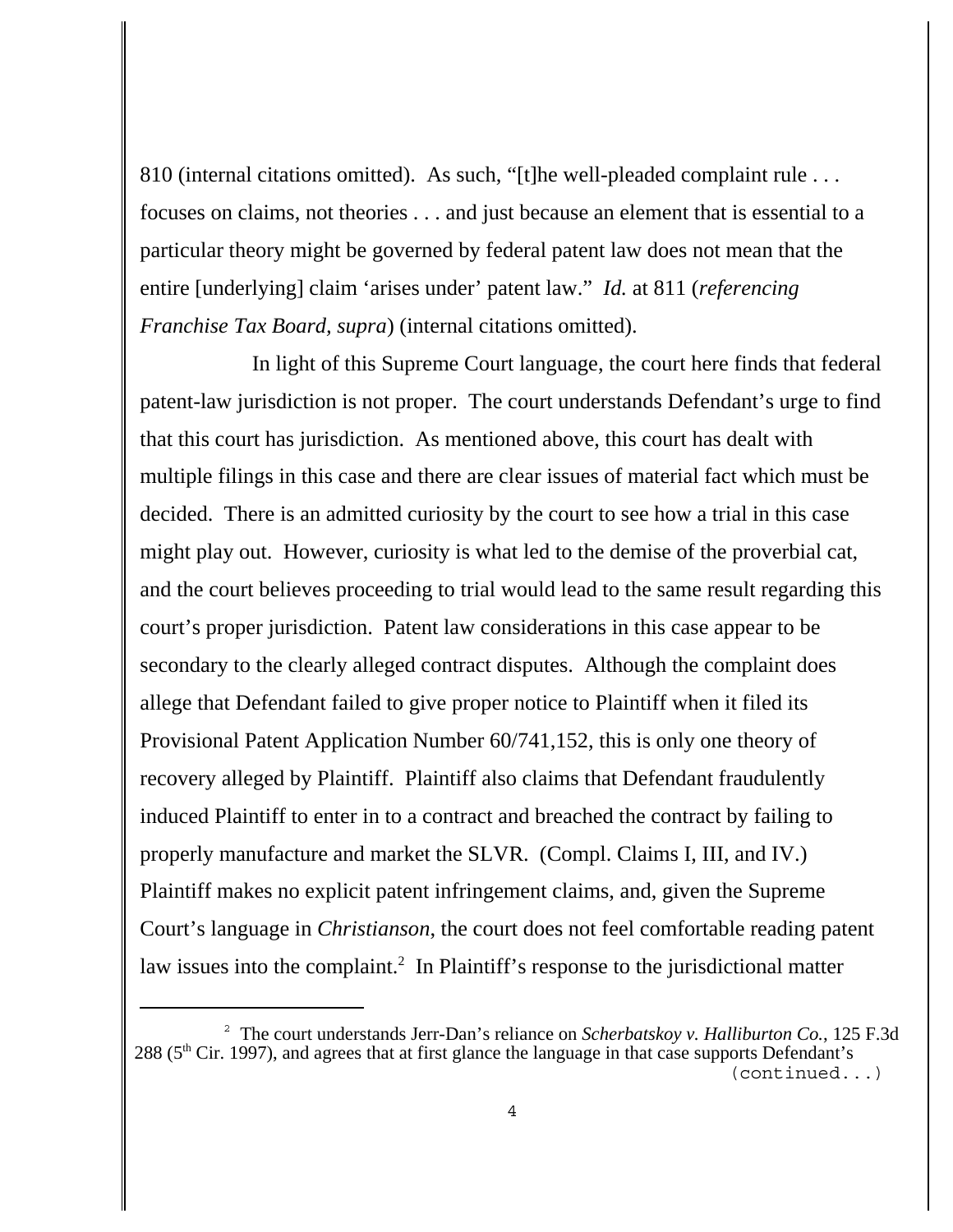810 (internal citations omitted). As such, "[t]he well-pleaded complaint rule . . . focuses on claims, not theories . . . and just because an element that is essential to a particular theory might be governed by federal patent law does not mean that the entire [underlying] claim 'arises under' patent law." *Id.* at 811 (*referencing Franchise Tax Board, supra*) (internal citations omitted).

In light of this Supreme Court language, the court here finds that federal patent-law jurisdiction is not proper. The court understands Defendant's urge to find that this court has jurisdiction. As mentioned above, this court has dealt with multiple filings in this case and there are clear issues of material fact which must be decided. There is an admitted curiosity by the court to see how a trial in this case might play out. However, curiosity is what led to the demise of the proverbial cat, and the court believes proceeding to trial would lead to the same result regarding this court's proper jurisdiction. Patent law considerations in this case appear to be secondary to the clearly alleged contract disputes. Although the complaint does allege that Defendant failed to give proper notice to Plaintiff when it filed its Provisional Patent Application Number 60/741,152, this is only one theory of recovery alleged by Plaintiff. Plaintiff also claims that Defendant fraudulently induced Plaintiff to enter in to a contract and breached the contract by failing to properly manufacture and market the SLVR. (Compl. Claims I, III, and IV.) Plaintiff makes no explicit patent infringement claims, and, given the Supreme Court's language in *Christianson*, the court does not feel comfortable reading patent law issues into the complaint.[2] In Plaintiff's response to the jurisdictional matter

---

[2] The court understands Jerr-Dan's reliance on *Scherbatskoy v. Halliburton Co.*, 125 F.3d 288 (5th Cir. 1997), and agrees that at first glance the language in that case supports Defendant's (continued...)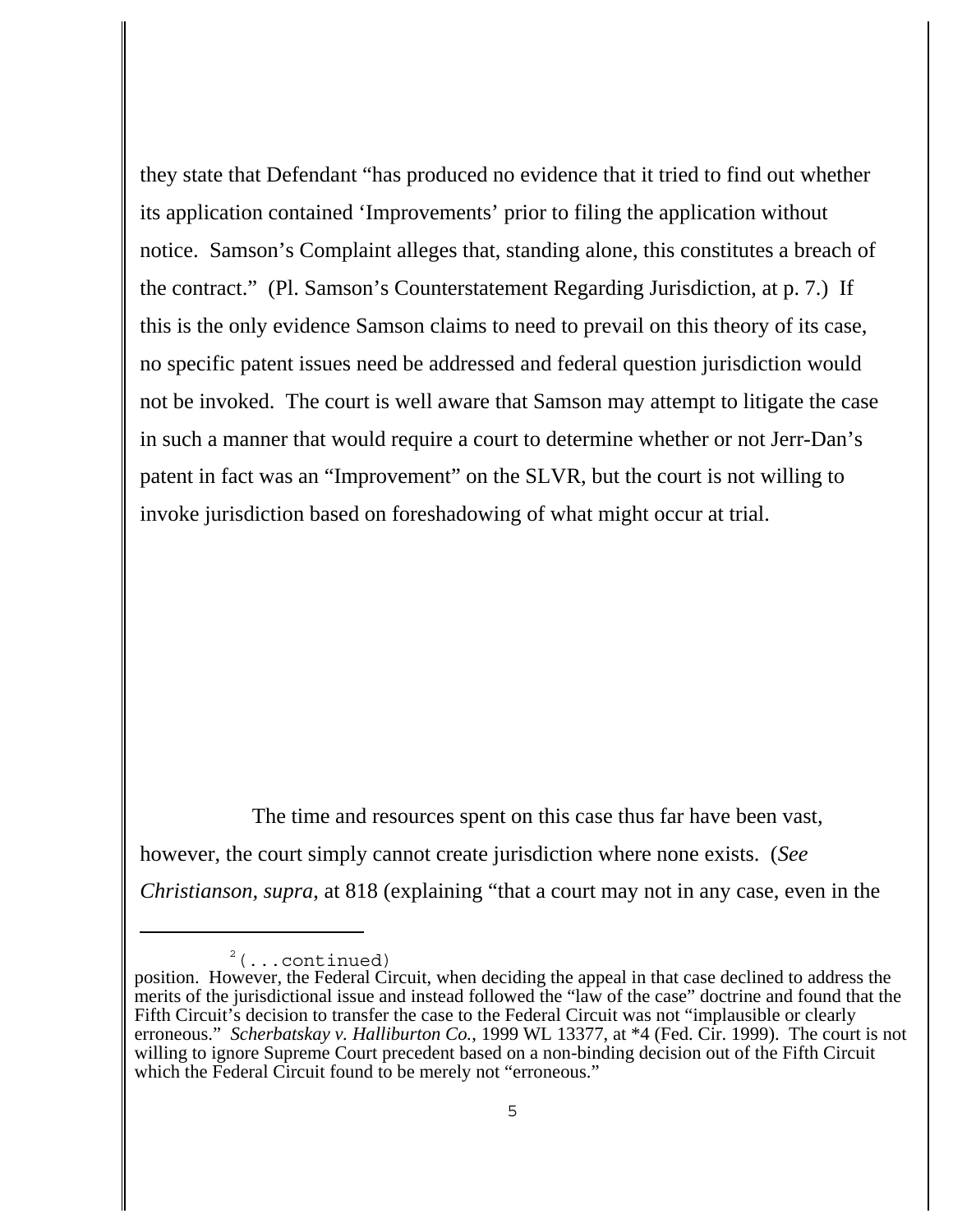they state that Defendant "has produced no evidence that it tried to find out whether its application contained 'Improvements' prior to filing the application without notice. Samson's Complaint alleges that, standing alone, this constitutes a breach of the contract." (Pl. Samson's Counterstatement Regarding Jurisdiction, at p. 7.) If this is the only evidence Samson claims to need to prevail on this theory of its case, no specific patent issues need be addressed and federal question jurisdiction would not be invoked. The court is well aware that Samson may attempt to litigate the case in such a manner that would require a court to determine whether or not Jerr-Dan's patent in fact was an "Improvement" on the SLVR, but the court is not willing to invoke jurisdiction based on foreshadowing of what might occur at trial.

The time and resources spent on this case thus far have been vast, however, the court simply cannot create jurisdiction where none exists. (*See Christianson, supra*, at 818 (explaining "that a court may not in any case, even in the

---

[2](...continued)
position. However, the Federal Circuit, when deciding the appeal in that case declined to address the merits of the jurisdictional issue and instead followed the "law of the case" doctrine and found that the Fifth Circuit's decision to transfer the case to the Federal Circuit was not "implausible or clearly erroneous." *Scherbatskay v. Halliburton Co.*, 1999 WL 13377, at *4 (Fed. Cir. 1999). The court is not willing to ignore Supreme Court precedent based on a non-binding decision out of the Fifth Circuit which the Federal Circuit found to be merely not "erroneous."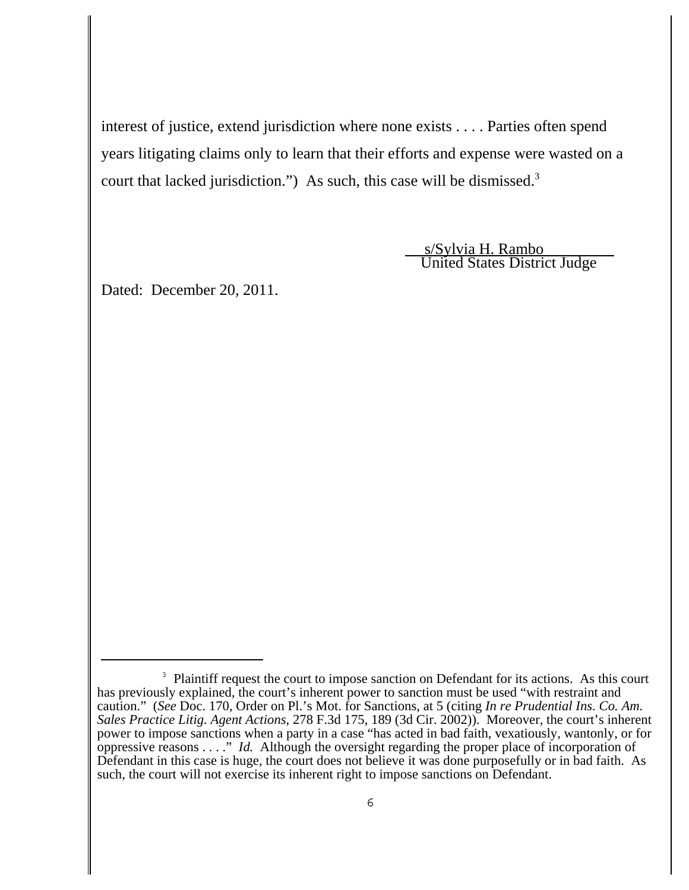interest of justice, extend jurisdiction where none exists . . . . Parties often spend years litigating claims only to learn that their efforts and expense were wasted on a court that lacked jurisdiction.") As such, this case will be dismissed.[3]

s/Sylvia H. Rambo
United States District Judge

Dated: December 20, 2011.

---

[3] Plaintiff request the court to impose sanction on Defendant for its actions. As this court has previously explained, the court's inherent power to sanction must be used "with restraint and caution." (*See* Doc. 170, Order on Pl.'s Mot. for Sanctions, at 5 (citing *In re Prudential Ins. Co. Am. Sales Practice Litig. Agent Actions*, 278 F.3d 175, 189 (3d Cir. 2002)). Moreover, the court's inherent power to impose sanctions when a party in a case "has acted in bad faith, vexatiously, wantonly, or for oppressive reasons . . . ." *Id.* Although the oversight regarding the proper place of incorporation of Defendant in this case is huge, the court does not believe it was done purposefully or in bad faith. As such, the court will not exercise its inherent right to impose sanctions on Defendant.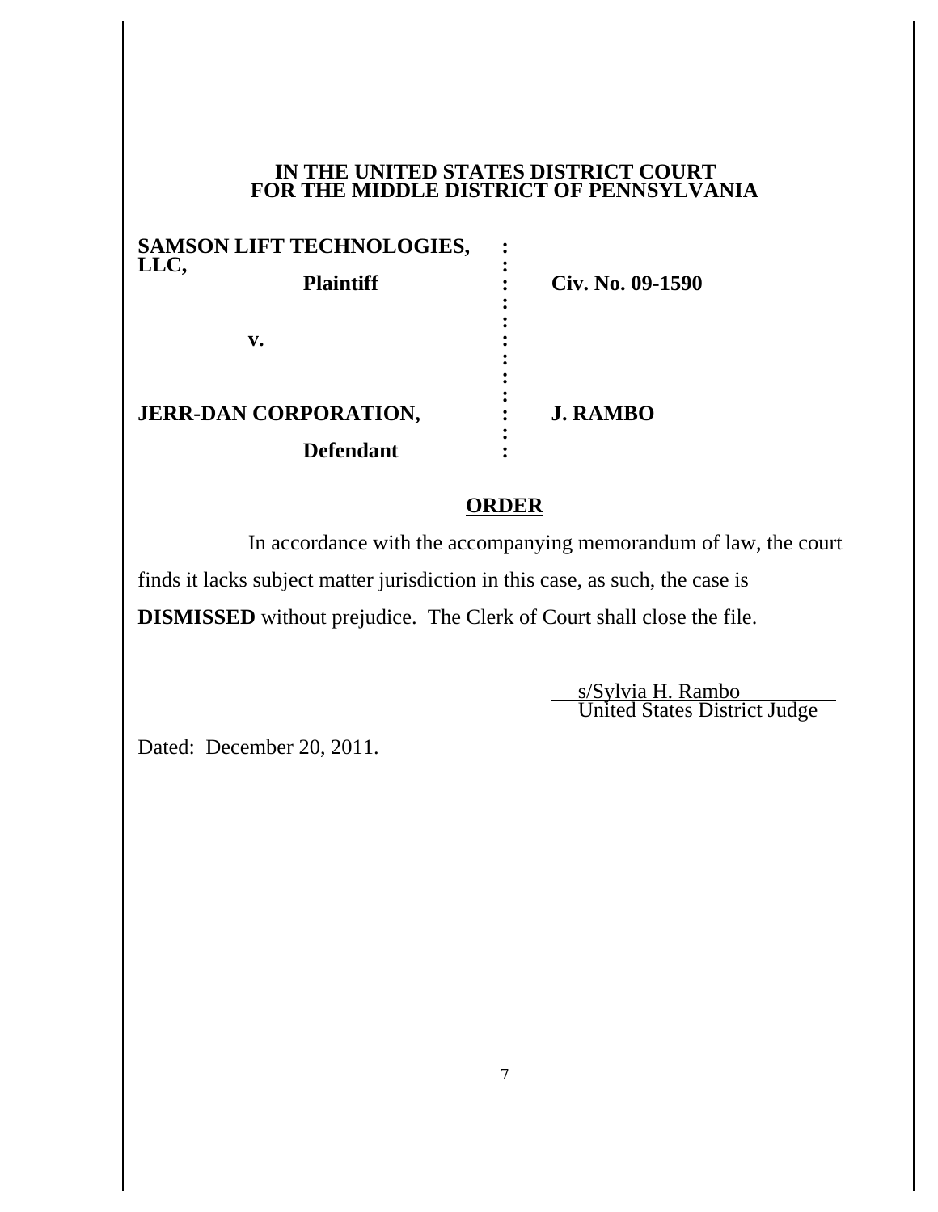**IN THE UNITED STATES DISTRICT COURT**
**FOR THE MIDDLE DISTRICT OF PENNSYLVANIA**

| | | |
|---|---|---|
| **SAMSON LIFT TECHNOLOGIES, LLC,** | : | |
| **Plaintiff** | : | **Civ. No. 09-1590** |
| **v.** | : | |
| **JERR-DAN CORPORATION,** | : | **J. RAMBO** |
| **Defendant** | : | |

## ORDER

In accordance with the accompanying memorandum of law, the court finds it lacks subject matter jurisdiction in this case, as such, the case is **DISMISSED** without prejudice. The Clerk of Court shall close the file.

s/Sylvia H. Rambo
United States District Judge

Dated: December 20, 2011.